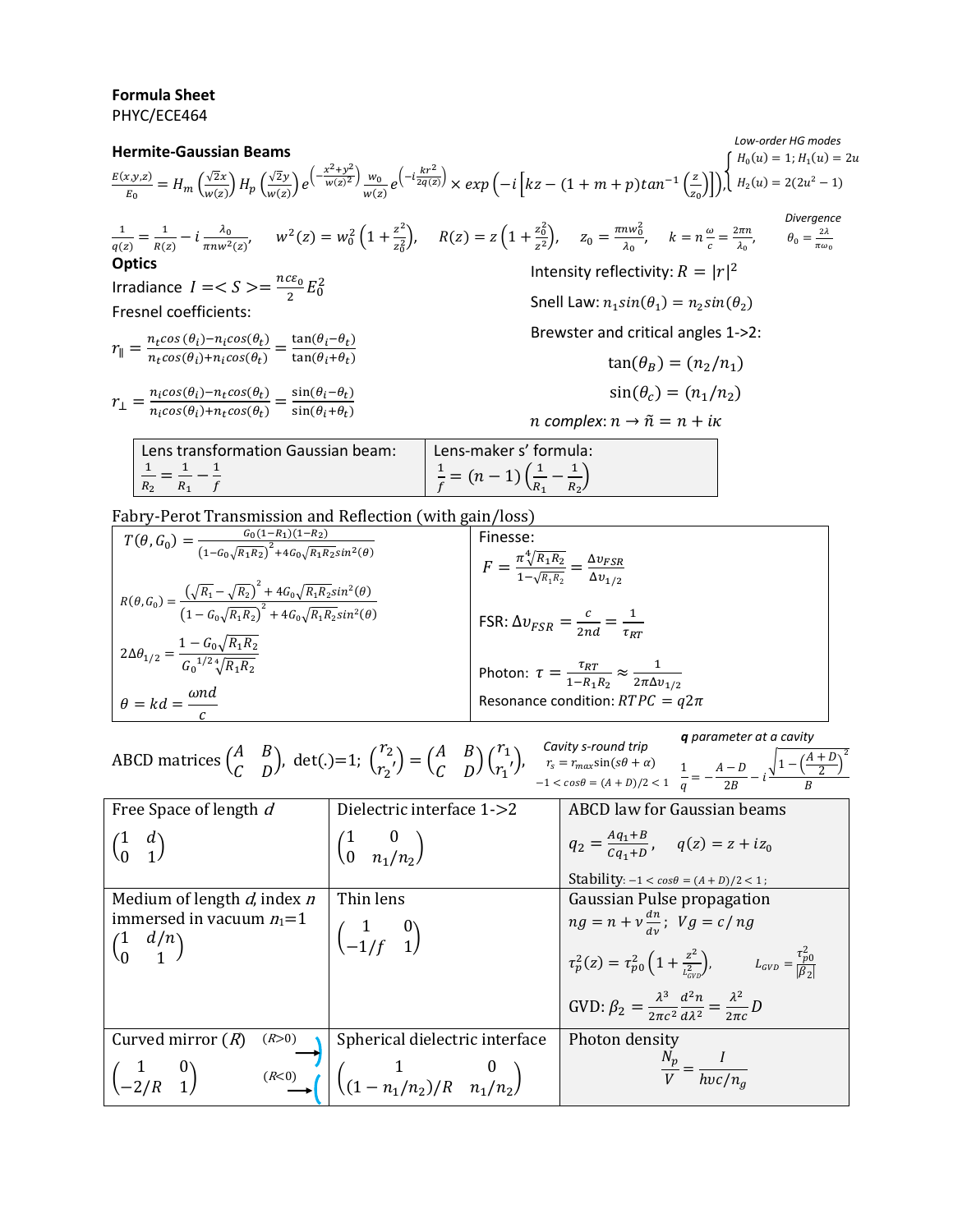**Formula Sheet**
PHYC/ECE464

## Hermite-Gaussian Beams

*Low-order HG modes*

$$\frac{E(x,y,z)}{E_0} = H_m\left(\frac{\sqrt{2}x}{w(z)}\right) H_p\left(\frac{\sqrt{2}y}{w(z)}\right) e^{\left(-\frac{x^2+y^2}{w(z)^2}\right)} \frac{w_0}{w(z)} e^{\left(-i\frac{kr^2}{2q(z)}\right)} \times exp\left(-i\left[kz - (1+m+p)tan^{-1}\left(\frac{z}{z_0}\right)\right]\right), \begin{cases} H_0(u) = 1; H_1(u) = 2u \\ H_2(u) = 2(2u^2 - 1) \end{cases}$$

*Divergence*

$$\frac{1}{q(z)} = \frac{1}{R(z)} - i\frac{\lambda_0}{\pi n w^2(z)}, \quad w^2(z) = w_0^2\left(1 + \frac{z^2}{z_0^2}\right), \quad R(z) = z\left(1 + \frac{z_0^2}{z^2}\right), \quad z_0 = \frac{\pi n w_0^2}{\lambda_0}, \quad k = n\frac{\omega}{c} = \frac{2\pi n}{\lambda_0}, \quad \theta_0 = \frac{2\lambda}{\pi\omega_0}$$

## Optics

Irradiance $I = <S> = \frac{nc\varepsilon_0}{2}E_0^2$

Fresnel coefficients:

$$r_\parallel = \frac{n_t cos(\theta_i) - n_i cos(\theta_t)}{n_t cos(\theta_i) + n_i cos(\theta_t)} = \frac{\tan(\theta_i - \theta_t)}{\tan(\theta_i + \theta_t)}$$

$$r_\perp = \frac{n_i cos(\theta_i) - n_t cos(\theta_t)}{n_i cos(\theta_i) + n_t cos(\theta_t)} = \frac{\sin(\theta_i - \theta_t)}{\sin(\theta_i + \theta_t)}$$

Intensity reflectivity: $R = |r|^2$

Snell Law: $n_1 sin(\theta_1) = n_2 sin(\theta_2)$

Brewster and critical angles 1->2:

$$\tan(\theta_B) = (n_2/n_1)$$

$$\sin(\theta_c) = (n_1/n_2)$$

$n$ *complex*: $n \to \tilde{n} = n + i\kappa$

| Lens transformation Gaussian beam: | Lens-maker s' formula: |
|---|---|
| $\frac{1}{R_2} = \frac{1}{R_1} - \frac{1}{f}$ | $\frac{1}{f} = (n-1)\left(\frac{1}{R_1} - \frac{1}{R_2}\right)$ |

## Fabry-Perot Transmission and Reflection (with gain/loss)

| | |
|---|---|
| $T(\theta, G_0) = \frac{G_0(1-R_1)(1-R_2)}{\left(1 - G_0\sqrt{R_1R_2}\right)^2 + 4G_0\sqrt{R_1R_2}sin^2(\theta)}$ | Finesse: $F = \frac{\pi\sqrt[4]{R_1R_2}}{1 - \sqrt{R_1R_2}} = \frac{\Delta\upsilon_{FSR}}{\Delta\upsilon_{1/2}}$ |
| $R(\theta, G_0) = \frac{\left(\sqrt{R_1} - \sqrt{R_2}\right)^2 + 4G_0\sqrt{R_1R_2}sin^2(\theta)}{\left(1 - G_0\sqrt{R_1R_2}\right)^2 + 4G_0\sqrt{R_1R_2}sin^2(\theta)}$ | FSR: $\Delta\upsilon_{FSR} = \frac{c}{2nd} = \frac{1}{\tau_{RT}}$ |
| $2\Delta\theta_{1/2} = \frac{1 - G_0\sqrt{R_1R_2}}{{G_0}^{1/2}\sqrt[4]{R_1R_2}}$ | Photon: $\tau = \frac{\tau_{RT}}{1 - R_1R_2} \approx \frac{1}{2\pi\Delta\upsilon_{1/2}}$ |
| $\theta = kd = \frac{\omega nd}{c}$ | Resonance condition: $RTPC = q2\pi$ |

ABCD matrices $\begin{pmatrix} A & B \\ C & D \end{pmatrix}$, det(.)=1; $\begin{pmatrix} r_2 \\ r_2' \end{pmatrix} = \begin{pmatrix} A & B \\ C & D \end{pmatrix}\begin{pmatrix} r_1 \\ r_1' \end{pmatrix}$,

*Cavity s-round trip* $r_s = r_{max}\sin(s\theta + \alpha)$, $-1 < cos\theta = (A+D)/2 < 1$

***q*** *parameter at a cavity* $\frac{1}{q} = -\frac{A-D}{2B} - i\frac{\sqrt{1 - \left(\frac{A+D}{2}\right)^2}}{B}$

| Free Space of length $d$ | Dielectric interface 1->2 | ABCD law for Gaussian beams |
|---|---|---|
| $\begin{pmatrix} 1 & d \\ 0 & 1 \end{pmatrix}$ | $\begin{pmatrix} 1 & 0 \\ 0 & n_1/n_2 \end{pmatrix}$ | $q_2 = \frac{Aq_1 + B}{Cq_1 + D}$, $q(z) = z + iz_0$ <br> Stability: $-1 < cos\theta = (A+D)/2 < 1$; |
| Medium of length $d$, index $n$ immersed in vacuum $n_1$=1 $\begin{pmatrix} 1 & d/n \\ 0 & 1 \end{pmatrix}$ | Thin lens $\begin{pmatrix} 1 & 0 \\ -1/f & 1 \end{pmatrix}$ | Gaussian Pulse propagation <br> $ng = n + \nu\frac{dn}{d\nu}$; $Vg = c/ng$ <br> $\tau_p^2(z) = \tau_{p0}^2\left(1 + \frac{z^2}{L_{GVD}^2}\right)$, $L_{GVD} = \frac{\tau_{p0}^2}{\lvert\beta_2\rvert}$ <br> GVD: $\beta_2 = \frac{\lambda^3}{2\pi c^2}\frac{d^2n}{d\lambda^2} = \frac{\lambda^2}{2\pi c}D$ |
| Curved mirror ($R$) ($R$>0) ($R$<0) $\begin{pmatrix} 1 & 0 \\ -2/R & 1 \end{pmatrix}$ | Spherical dielectric interface $\begin{pmatrix} 1 & 0 \\ (1 - n_1/n_2)/R & n_1/n_2 \end{pmatrix}$ | Photon density $\frac{N_p}{V} = \frac{I}{h\nu c/n_g}$ |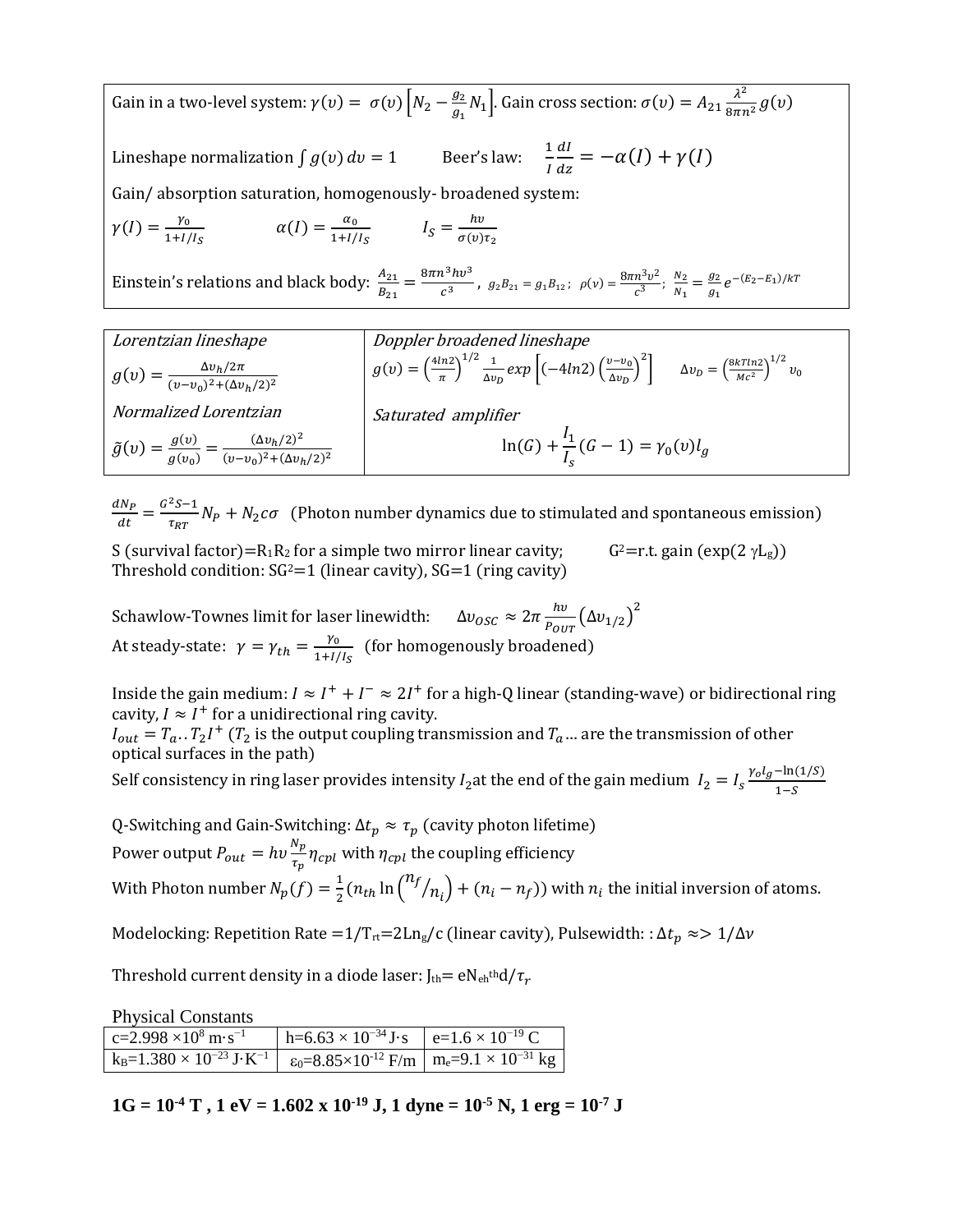Gain in a two-level system: $\gamma(v) = \sigma(v)\left[N_2 - \frac{g_2}{g_1}N_1\right]$. Gain cross section: $\sigma(v) = A_{21}\frac{\lambda^2}{8\pi n^2}g(v)$

Lineshape normalization $\int g(v)\,dv = 1$ Beer's law: $\frac{1}{I}\frac{dI}{dz} = -\alpha(I) + \gamma(I)$

Gain/ absorption saturation, homogenously- broadened system:

$\gamma(I) = \frac{\gamma_0}{1+I/I_S}$ $\alpha(I) = \frac{\alpha_0}{1+I/I_S}$ $I_S = \frac{hv}{\sigma(v)\tau_2}$

Einstein's relations and black body: $\frac{A_{21}}{B_{21}} = \frac{8\pi n^3 hv^3}{c^3}$, $g_2B_{21} = g_1B_{12}$; $\rho(v) = \frac{8\pi n^3 v^2}{c^3}$; $\frac{N_2}{N_1} = \frac{g_2}{g_1}e^{-(E_2-E_1)/kT}$

| | |
|---|---|
| *Lorentzian lineshape* $g(v) = \frac{\Delta v_h/2\pi}{(v-v_0)^2+(\Delta v_h/2)^2}$ | *Doppler broadened lineshape* $g(v) = \left(\frac{4\ln 2}{\pi}\right)^{1/2}\frac{1}{\Delta v_D}exp\left[(-4\ln 2)\left(\frac{v-v_0}{\Delta v_D}\right)^2\right]$ $\Delta v_D = \left(\frac{8kT\ln 2}{Mc^2}\right)^{1/2}v_0$ |
| *Normalized Lorentzian* $\tilde{g}(v) = \frac{g(v)}{g(v_0)} = \frac{(\Delta v_h/2)^2}{(v-v_0)^2+(\Delta v_h/2)^2}$ | *Saturated amplifier* $\ln(G) + \frac{I_1}{I_s}(G-1) = \gamma_0(v)l_g$ |

$\frac{dN_P}{dt} = \frac{G^2S-1}{\tau_{RT}}N_P + N_2c\sigma$ (Photon number dynamics due to stimulated and spontaneous emission)

S (survival factor)=$R_1R_2$ for a simple two mirror linear cavity; $G^2$=r.t. gain ($\exp(2\gamma L_g)$)
Threshold condition: $SG^2=1$ (linear cavity), $SG=1$ (ring cavity)

Schawlow-Townes limit for laser linewidth: $\Delta v_{OSC} \approx 2\pi\frac{hv}{P_{OUT}}\left(\Delta v_{1/2}\right)^2$
At steady-state: $\gamma = \gamma_{th} = \frac{\gamma_0}{1+I/I_S}$ (for homogenously broadened)

Inside the gain medium: $I \approx I^+ + I^- \approx 2I^+$ for a high-Q linear (standing-wave) or bidirectional ring cavity, $I \approx I^+$ for a unidirectional ring cavity.
$I_{out} = T_a..T_2I^+$ ($T_2$ is the output coupling transmission and $T_a$... are the transmission of other optical surfaces in the path)
Self consistency in ring laser provides intensity $I_2$ at the end of the gain medium $I_2 = I_s\frac{\gamma_o l_g - \ln(1/S)}{1-S}$

Q-Switching and Gain-Switching: $\Delta t_p \approx \tau_p$ (cavity photon lifetime)
Power output $P_{out} = hv\frac{N_p}{\tau_p}\eta_{cpl}$ with $\eta_{cpl}$ the coupling efficiency
With Photon number $N_p(f) = \frac{1}{2}(n_{th}\ln\left({}^{n_f}/_{n_i}\right) + (n_i - n_f))$ with $n_i$ the initial inversion of atoms.

Modelocking: Repetition Rate $=1/T_{rt}=2Ln_g/c$ (linear cavity), Pulsewidth: : $\Delta t_p \approx> 1/\Delta v$

Threshold current density in a diode laser: $J_{th}= eN_{eh}^{th}d/\tau_r$

Physical Constants

| | | |
|---|---|---|
| $c=2.998\times10^8$ m·s$^{-1}$ | $h=6.63\times10^{-34}$ J·s | $e=1.6\times10^{-19}$ C |
| $k_B=1.380\times10^{-23}$ J·K$^{-1}$ | $\varepsilon_0=8.85\times10^{-12}$ F/m | $m_e=9.1\times10^{-31}$ kg |

**1G = $10^{-4}$ T , 1 eV = 1.602 x $10^{-19}$ J, 1 dyne = $10^{-5}$ N, 1 erg = $10^{-7}$ J**